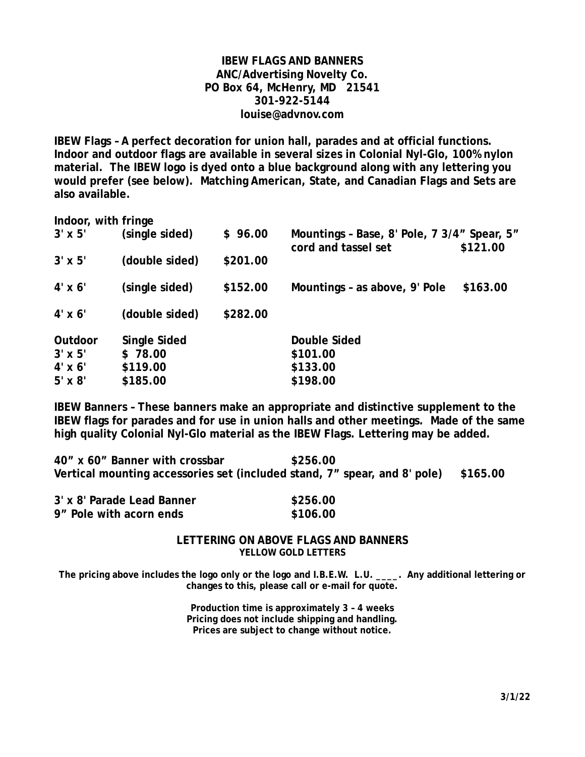**IBEW FLAGS AND BANNERS**
**ANC/Advertising Novelty Co.**
**PO Box 64, McHenry, MD 21541**
**301-922-5144**
**louise@advnov.com**

**IBEW Flags – A perfect decoration for union hall, parades and at official functions. Indoor and outdoor flags are available in several sizes in Colonial Nyl-Glo, 100% nylon material. The IBEW logo is dyed onto a blue background along with any lettering you would prefer (see below). Matching American, State, and Canadian Flags and Sets are also available.**

**Indoor, with fringe**

| | | | | |
|---|---|---|---|---|
| 3' x 5' | (single sided) | $ 96.00 | Mountings – Base, 8' Pole, 7 3/4" Spear, 5" cord and tassel set | $121.00 |
| 3' x 5' | (double sided) | $201.00 | | |
| 4' x 6' | (single sided) | $152.00 | Mountings – as above, 9' Pole | $163.00 |
| 4' x 6' | (double sided) | $282.00 | | |

| Outdoor | Single Sided | Double Sided |
|---|---|---|
| 3' x 5' | $ 78.00 | $101.00 |
| 4' x 6' | $119.00 | $133.00 |
| 5' x 8' | $185.00 | $198.00 |

**IBEW Banners – These banners make an appropriate and distinctive supplement to the IBEW flags for parades and for use in union halls and other meetings. Made of the same high quality Colonial Nyl-Glo material as the IBEW Flags. Lettering may be added.**

**40" x 60" Banner with crossbar** **$256.00**
**Vertical mounting accessories set (included stand, 7" spear, and 8' pole)** **$165.00**

**3' x 8' Parade Lead Banner** **$256.00**
**9" Pole with acorn ends** **$106.00**

**LETTERING ON ABOVE FLAGS AND BANNERS**
**YELLOW GOLD LETTERS**

**The pricing above includes the logo only or the logo and I.B.E.W. L.U. ____. Any additional lettering or changes to this, please call or e-mail for quote.**

**Production time is approximately 3 – 4 weeks**
**Pricing does not include shipping and handling.**
**Prices are subject to change without notice.**

**3/1/22**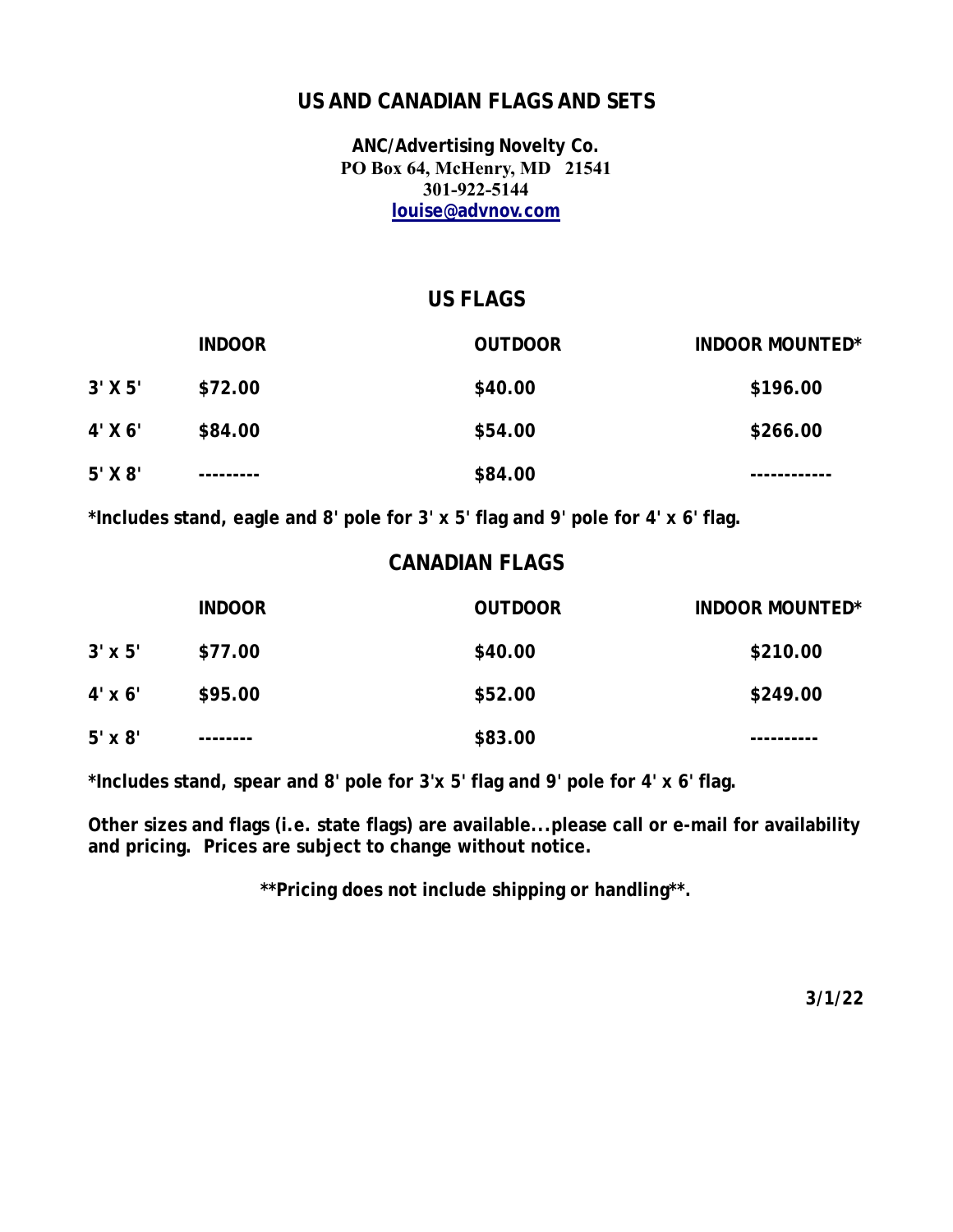# US AND CANADIAN FLAGS AND SETS

**ANC/Advertising Novelty Co.**
**PO Box 64, McHenry, MD 21541**
**301-922-5144**
**louise@advnov.com**

## US FLAGS

| | INDOOR | OUTDOOR | INDOOR MOUNTED* |
|---|---|---|---|
| 3' X 5' | $72.00 | $40.00 | $196.00 |
| 4' X 6' | $84.00 | $54.00 | $266.00 |
| 5' X 8' | --------- | $84.00 | ------------ |

**\*Includes stand, eagle and 8' pole for 3' x 5' flag and 9' pole for 4' x 6' flag.**

## CANADIAN FLAGS

| | INDOOR | OUTDOOR | INDOOR MOUNTED* |
|---|---|---|---|
| 3' x 5' | $77.00 | $40.00 | $210.00 |
| 4' x 6' | $95.00 | $52.00 | $249.00 |
| 5' x 8' | -------- | $83.00 | ---------- |

**\*Includes stand, spear and 8' pole for 3'x 5' flag and 9' pole for 4' x 6' flag.**

**Other sizes and flags (i.e. state flags) are available...please call or e-mail for availability and pricing. Prices are subject to change without notice.**

**\*\*Pricing does not include shipping or handling\*\*.**

**3/1/22**